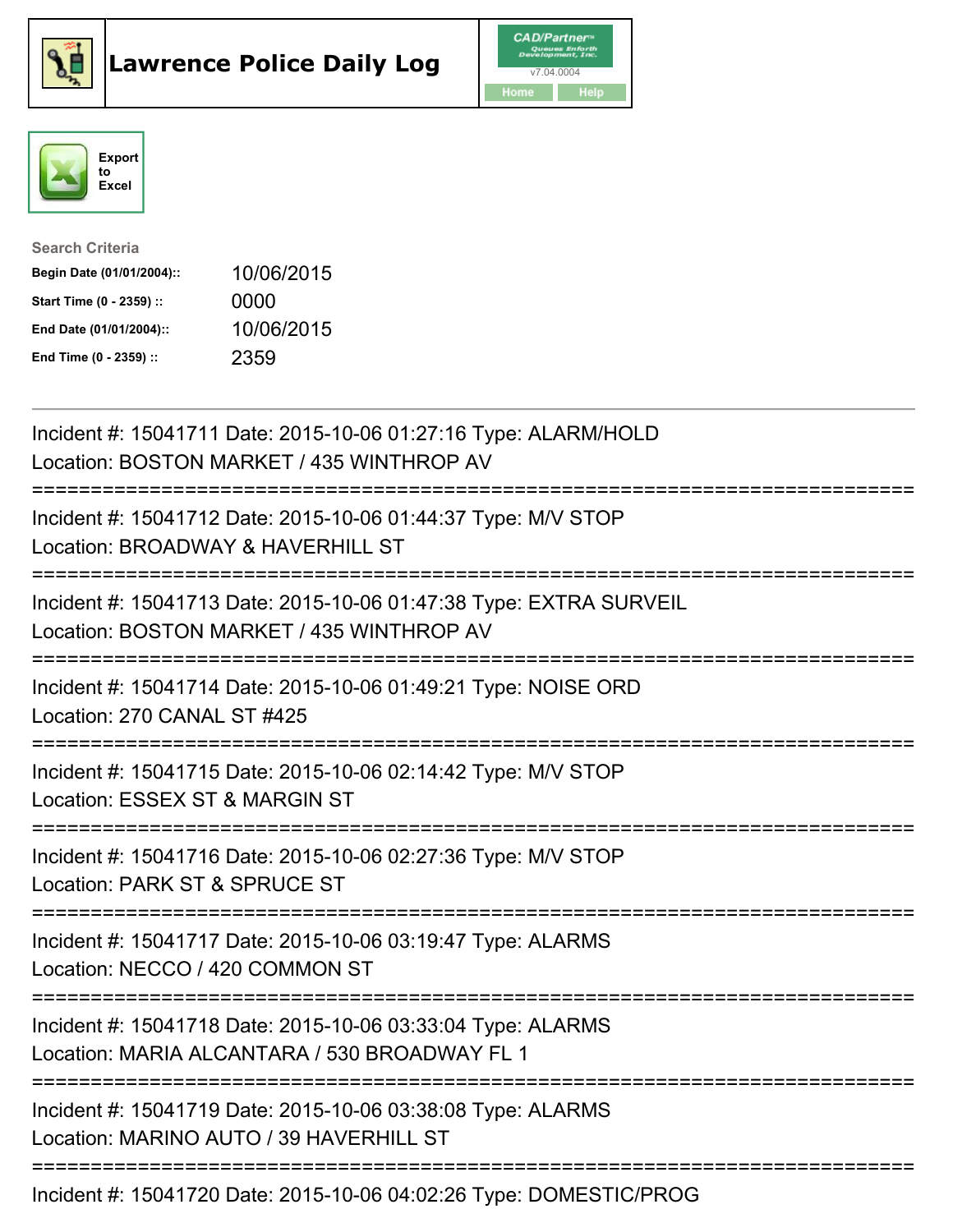# Lawrence Police Daily Log

CAD/Partner
v7.04.0004
Home Help

Export to Excel

**Search Criteria**

| | |
|---|---|
| **Begin Date (01/01/2004)::** | 10/06/2015 |
| **Start Time (0 - 2359) ::** | 0000 |
| **End Date (01/01/2004)::** | 10/06/2015 |
| **End Time (0 - 2359) ::** | 2359 |

---

Incident #: 15041711 Date: 2015-10-06 01:27:16 Type: ALARM/HOLD
Location: BOSTON MARKET / 435 WINTHROP AV

===========================================================================

Incident #: 15041712 Date: 2015-10-06 01:44:37 Type: M/V STOP
Location: BROADWAY & HAVERHILL ST

===========================================================================

Incident #: 15041713 Date: 2015-10-06 01:47:38 Type: EXTRA SURVEIL
Location: BOSTON MARKET / 435 WINTHROP AV

===========================================================================

Incident #: 15041714 Date: 2015-10-06 01:49:21 Type: NOISE ORD
Location: 270 CANAL ST #425

===========================================================================

Incident #: 15041715 Date: 2015-10-06 02:14:42 Type: M/V STOP
Location: ESSEX ST & MARGIN ST

===========================================================================

Incident #: 15041716 Date: 2015-10-06 02:27:36 Type: M/V STOP
Location: PARK ST & SPRUCE ST

===========================================================================

Incident #: 15041717 Date: 2015-10-06 03:19:47 Type: ALARMS
Location: NECCO / 420 COMMON ST

===========================================================================

Incident #: 15041718 Date: 2015-10-06 03:33:04 Type: ALARMS
Location: MARIA ALCANTARA / 530 BROADWAY FL 1

===========================================================================

Incident #: 15041719 Date: 2015-10-06 03:38:08 Type: ALARMS
Location: MARINO AUTO / 39 HAVERHILL ST

===========================================================================

Incident #: 15041720 Date: 2015-10-06 04:02:26 Type: DOMESTIC/PROG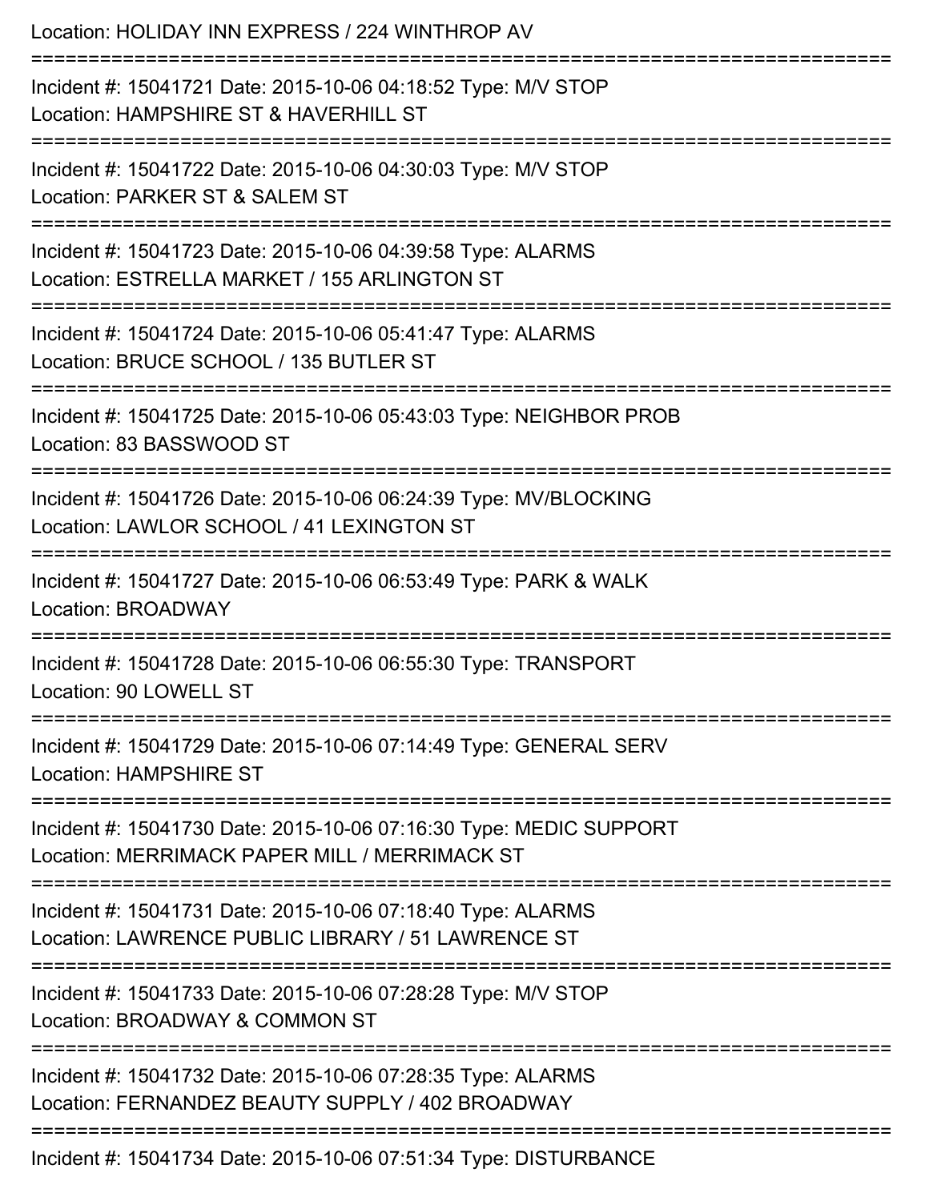Location: HOLIDAY INN EXPRESS / 224 WINTHROP AV

===========================================================================

Incident #: 15041721 Date: 2015-10-06 04:18:52 Type: M/V STOP

Location: HAMPSHIRE ST & HAVERHILL ST

===========================================================================

Incident #: 15041722 Date: 2015-10-06 04:30:03 Type: M/V STOP

Location: PARKER ST & SALEM ST

===========================================================================

Incident #: 15041723 Date: 2015-10-06 04:39:58 Type: ALARMS

Location: ESTRELLA MARKET / 155 ARLINGTON ST

===========================================================================

Incident #: 15041724 Date: 2015-10-06 05:41:47 Type: ALARMS

Location: BRUCE SCHOOL / 135 BUTLER ST

===========================================================================

Incident #: 15041725 Date: 2015-10-06 05:43:03 Type: NEIGHBOR PROB

Location: 83 BASSWOOD ST

===========================================================================

Incident #: 15041726 Date: 2015-10-06 06:24:39 Type: MV/BLOCKING

Location: LAWLOR SCHOOL / 41 LEXINGTON ST

===========================================================================

Incident #: 15041727 Date: 2015-10-06 06:53:49 Type: PARK & WALK

Location: BROADWAY

===========================================================================

Incident #: 15041728 Date: 2015-10-06 06:55:30 Type: TRANSPORT

Location: 90 LOWELL ST

===========================================================================

Incident #: 15041729 Date: 2015-10-06 07:14:49 Type: GENERAL SERV

Location: HAMPSHIRE ST

===========================================================================

Incident #: 15041730 Date: 2015-10-06 07:16:30 Type: MEDIC SUPPORT

Location: MERRIMACK PAPER MILL / MERRIMACK ST

===========================================================================

Incident #: 15041731 Date: 2015-10-06 07:18:40 Type: ALARMS

Location: LAWRENCE PUBLIC LIBRARY / 51 LAWRENCE ST

===========================================================================

Incident #: 15041733 Date: 2015-10-06 07:28:28 Type: M/V STOP

Location: BROADWAY & COMMON ST

===========================================================================

Incident #: 15041732 Date: 2015-10-06 07:28:35 Type: ALARMS

Location: FERNANDEZ BEAUTY SUPPLY / 402 BROADWAY

===========================================================================

Incident #: 15041734 Date: 2015-10-06 07:51:34 Type: DISTURBANCE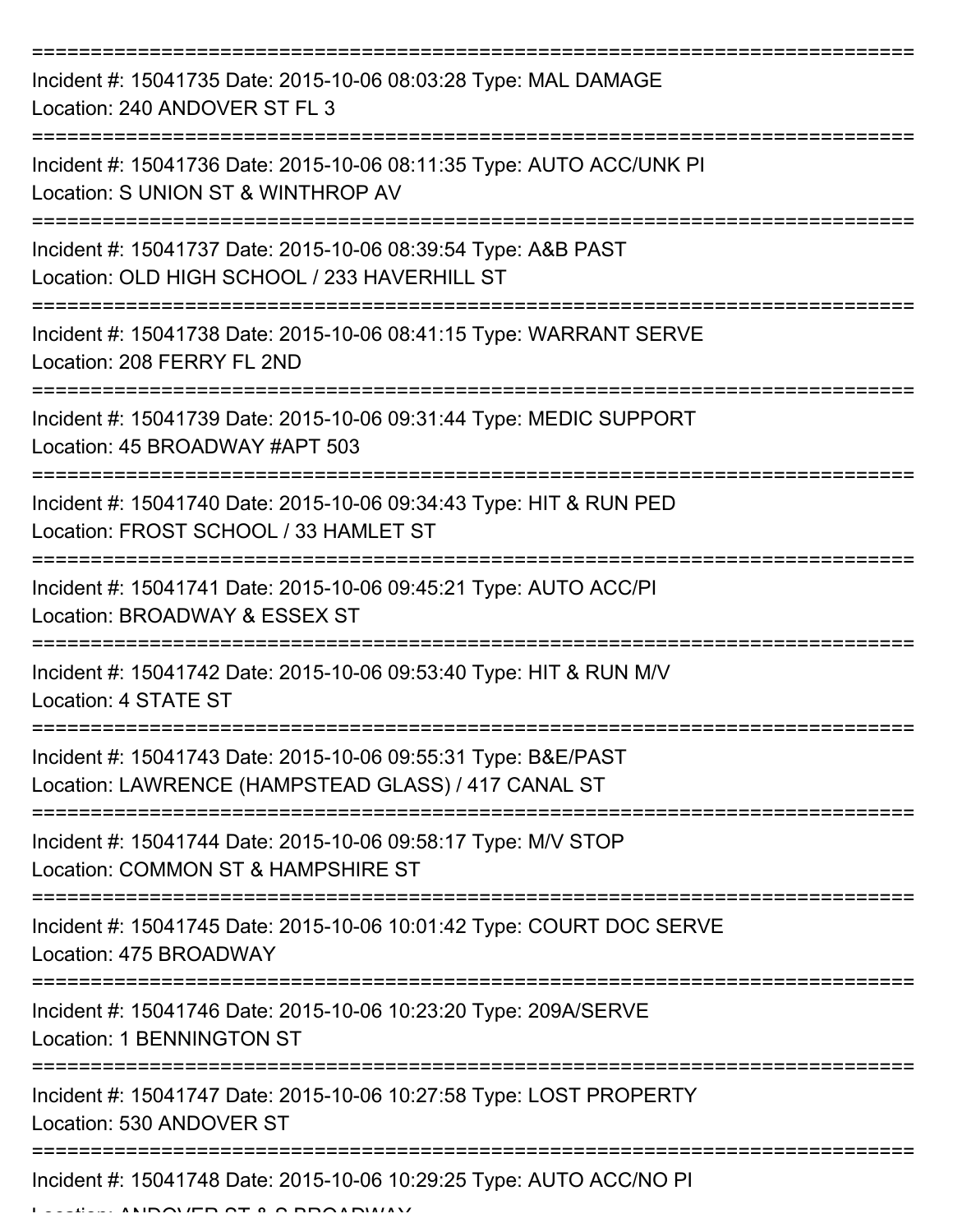Incident #: 15041735 Date: 2015-10-06 08:03:28 Type: MAL DAMAGE
Location: 240 ANDOVER ST FL 3

Incident #: 15041736 Date: 2015-10-06 08:11:35 Type: AUTO ACC/UNK PI
Location: S UNION ST & WINTHROP AV

Incident #: 15041737 Date: 2015-10-06 08:39:54 Type: A&B PAST
Location: OLD HIGH SCHOOL / 233 HAVERHILL ST

Incident #: 15041738 Date: 2015-10-06 08:41:15 Type: WARRANT SERVE
Location: 208 FERRY FL 2ND

Incident #: 15041739 Date: 2015-10-06 09:31:44 Type: MEDIC SUPPORT
Location: 45 BROADWAY #APT 503

Incident #: 15041740 Date: 2015-10-06 09:34:43 Type: HIT & RUN PED
Location: FROST SCHOOL / 33 HAMLET ST

Incident #: 15041741 Date: 2015-10-06 09:45:21 Type: AUTO ACC/PI
Location: BROADWAY & ESSEX ST

Incident #: 15041742 Date: 2015-10-06 09:53:40 Type: HIT & RUN M/V
Location: 4 STATE ST

Incident #: 15041743 Date: 2015-10-06 09:55:31 Type: B&E/PAST
Location: LAWRENCE (HAMPSTEAD GLASS) / 417 CANAL ST

Incident #: 15041744 Date: 2015-10-06 09:58:17 Type: M/V STOP
Location: COMMON ST & HAMPSHIRE ST

Incident #: 15041745 Date: 2015-10-06 10:01:42 Type: COURT DOC SERVE
Location: 475 BROADWAY

Incident #: 15041746 Date: 2015-10-06 10:23:20 Type: 209A/SERVE
Location: 1 BENNINGTON ST

Incident #: 15041747 Date: 2015-10-06 10:27:58 Type: LOST PROPERTY
Location: 530 ANDOVER ST

Incident #: 15041748 Date: 2015-10-06 10:29:25 Type: AUTO ACC/NO PI
Location: ANDOVER ST & S BROADWAY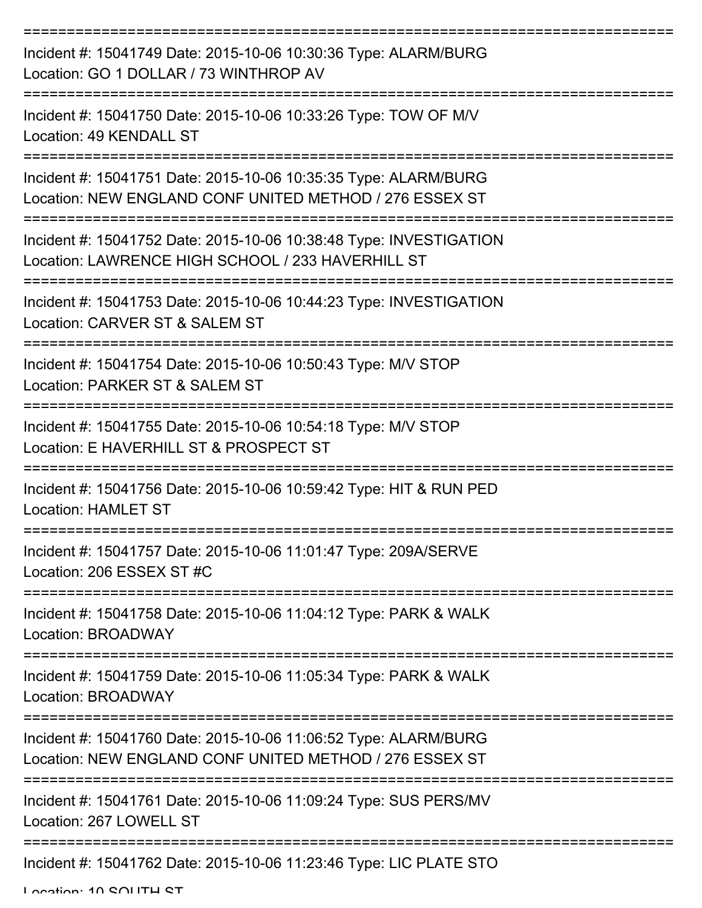Incident #: 15041749 Date: 2015-10-06 10:30:36 Type: ALARM/BURG
Location: GO 1 DOLLAR / 73 WINTHROP AV

Incident #: 15041750 Date: 2015-10-06 10:33:26 Type: TOW OF M/V
Location: 49 KENDALL ST

Incident #: 15041751 Date: 2015-10-06 10:35:35 Type: ALARM/BURG
Location: NEW ENGLAND CONF UNITED METHOD / 276 ESSEX ST

Incident #: 15041752 Date: 2015-10-06 10:38:48 Type: INVESTIGATION
Location: LAWRENCE HIGH SCHOOL / 233 HAVERHILL ST

Incident #: 15041753 Date: 2015-10-06 10:44:23 Type: INVESTIGATION
Location: CARVER ST & SALEM ST

Incident #: 15041754 Date: 2015-10-06 10:50:43 Type: M/V STOP
Location: PARKER ST & SALEM ST

Incident #: 15041755 Date: 2015-10-06 10:54:18 Type: M/V STOP
Location: E HAVERHILL ST & PROSPECT ST

Incident #: 15041756 Date: 2015-10-06 10:59:42 Type: HIT & RUN PED
Location: HAMLET ST

Incident #: 15041757 Date: 2015-10-06 11:01:47 Type: 209A/SERVE
Location: 206 ESSEX ST #C

Incident #: 15041758 Date: 2015-10-06 11:04:12 Type: PARK & WALK
Location: BROADWAY

Incident #: 15041759 Date: 2015-10-06 11:05:34 Type: PARK & WALK
Location: BROADWAY

Incident #: 15041760 Date: 2015-10-06 11:06:52 Type: ALARM/BURG
Location: NEW ENGLAND CONF UNITED METHOD / 276 ESSEX ST

Incident #: 15041761 Date: 2015-10-06 11:09:24 Type: SUS PERS/MV
Location: 267 LOWELL ST

Incident #: 15041762 Date: 2015-10-06 11:23:46 Type: LIC PLATE STO
Location: 10 SOUTH ST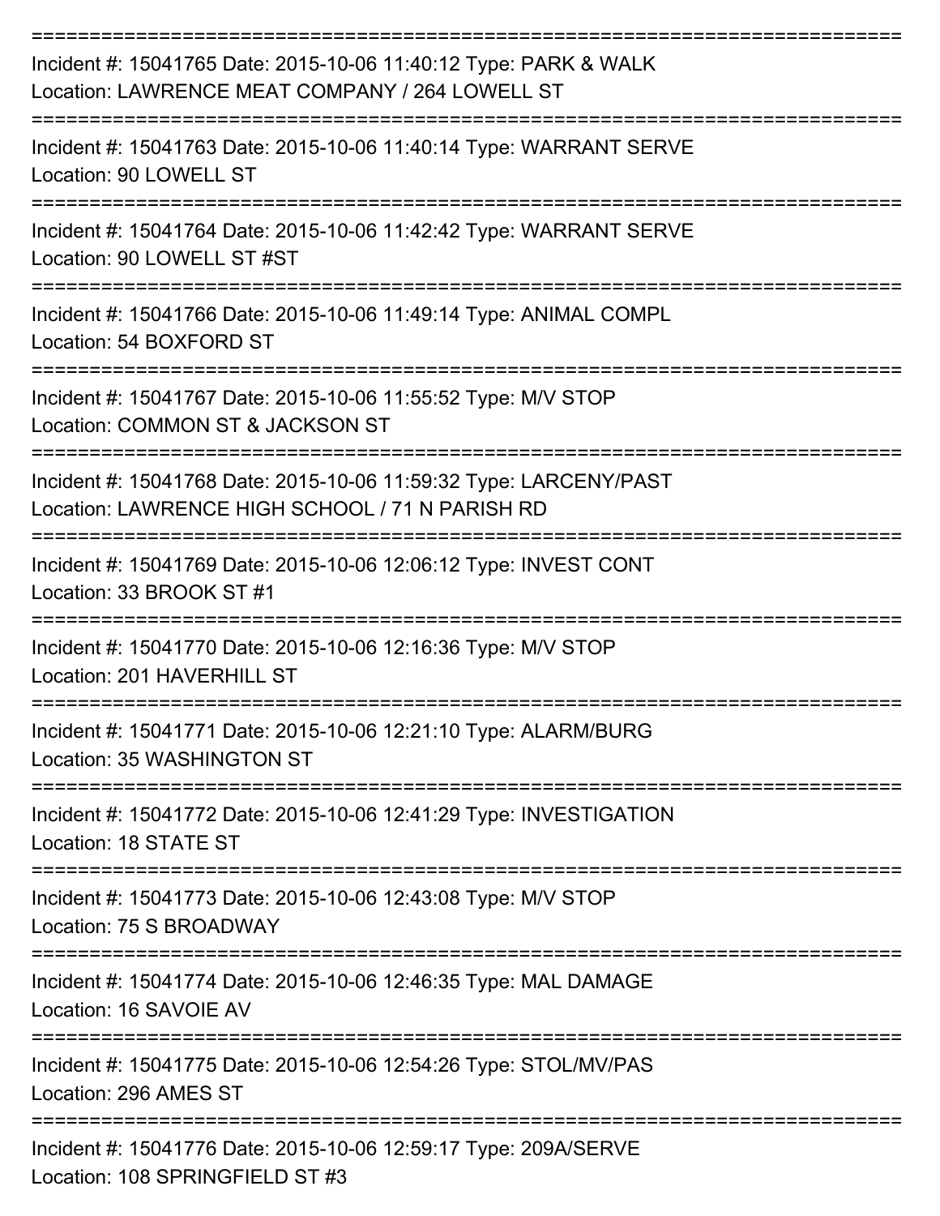===========================================================================

Incident #: 15041765 Date: 2015-10-06 11:40:12 Type: PARK & WALK
Location: LAWRENCE MEAT COMPANY / 264 LOWELL ST

===========================================================================

Incident #: 15041763 Date: 2015-10-06 11:40:14 Type: WARRANT SERVE
Location: 90 LOWELL ST

===========================================================================

Incident #: 15041764 Date: 2015-10-06 11:42:42 Type: WARRANT SERVE
Location: 90 LOWELL ST #ST

===========================================================================

Incident #: 15041766 Date: 2015-10-06 11:49:14 Type: ANIMAL COMPL
Location: 54 BOXFORD ST

===========================================================================

Incident #: 15041767 Date: 2015-10-06 11:55:52 Type: M/V STOP
Location: COMMON ST & JACKSON ST

===========================================================================

Incident #: 15041768 Date: 2015-10-06 11:59:32 Type: LARCENY/PAST
Location: LAWRENCE HIGH SCHOOL / 71 N PARISH RD

===========================================================================

Incident #: 15041769 Date: 2015-10-06 12:06:12 Type: INVEST CONT
Location: 33 BROOK ST #1

===========================================================================

Incident #: 15041770 Date: 2015-10-06 12:16:36 Type: M/V STOP
Location: 201 HAVERHILL ST

===========================================================================

Incident #: 15041771 Date: 2015-10-06 12:21:10 Type: ALARM/BURG
Location: 35 WASHINGTON ST

===========================================================================

Incident #: 15041772 Date: 2015-10-06 12:41:29 Type: INVESTIGATION
Location: 18 STATE ST

===========================================================================

Incident #: 15041773 Date: 2015-10-06 12:43:08 Type: M/V STOP
Location: 75 S BROADWAY

===========================================================================

Incident #: 15041774 Date: 2015-10-06 12:46:35 Type: MAL DAMAGE
Location: 16 SAVOIE AV

===========================================================================

Incident #: 15041775 Date: 2015-10-06 12:54:26 Type: STOL/MV/PAS
Location: 296 AMES ST

===========================================================================

Incident #: 15041776 Date: 2015-10-06 12:59:17 Type: 209A/SERVE
Location: 108 SPRINGFIELD ST #3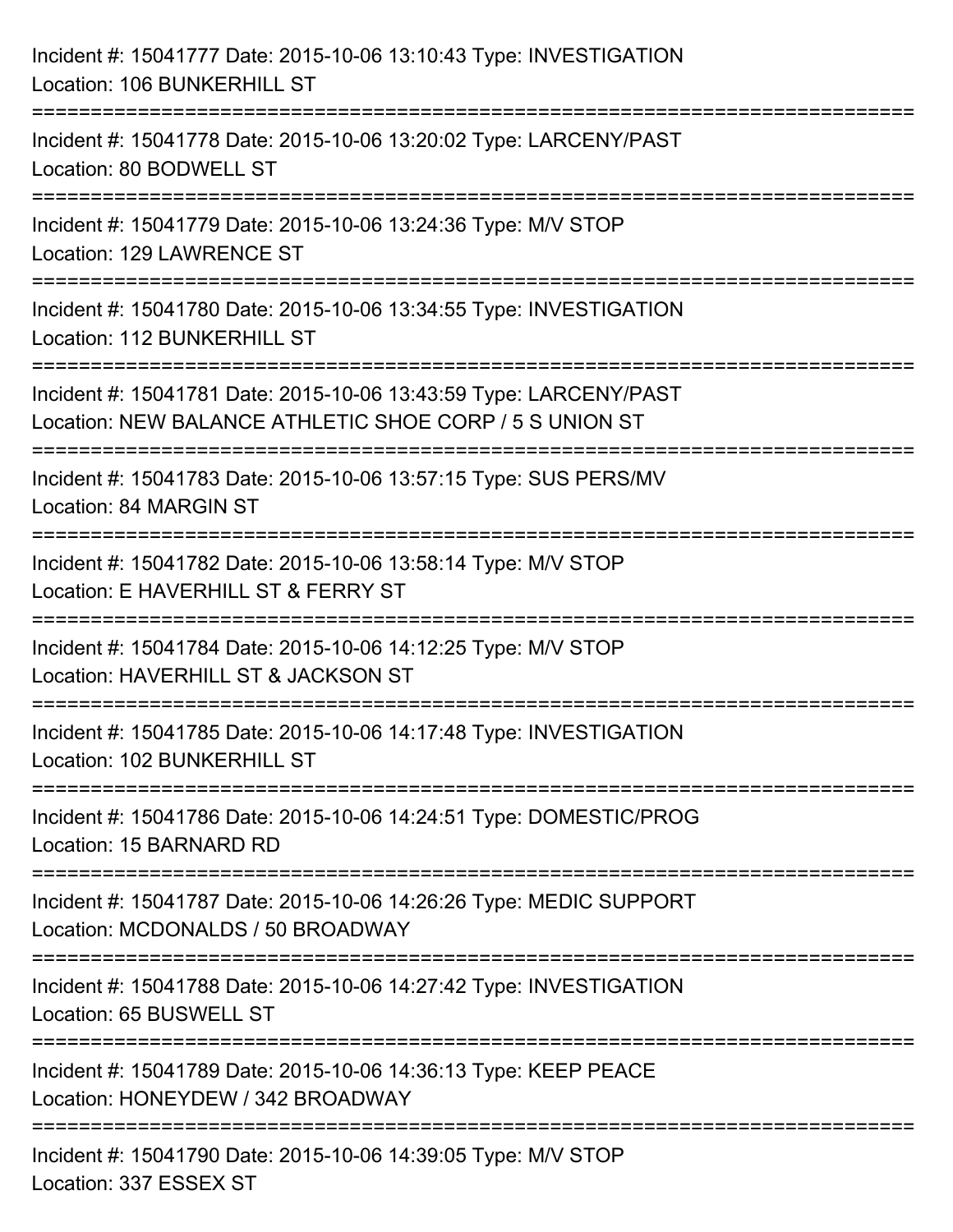Incident #: 15041777 Date: 2015-10-06 13:10:43 Type: INVESTIGATION
Location: 106 BUNKERHILL ST

===========================================================================

Incident #: 15041778 Date: 2015-10-06 13:20:02 Type: LARCENY/PAST
Location: 80 BODWELL ST

===========================================================================

Incident #: 15041779 Date: 2015-10-06 13:24:36 Type: M/V STOP
Location: 129 LAWRENCE ST

===========================================================================

Incident #: 15041780 Date: 2015-10-06 13:34:55 Type: INVESTIGATION
Location: 112 BUNKERHILL ST

===========================================================================

Incident #: 15041781 Date: 2015-10-06 13:43:59 Type: LARCENY/PAST
Location: NEW BALANCE ATHLETIC SHOE CORP / 5 S UNION ST

===========================================================================

Incident #: 15041783 Date: 2015-10-06 13:57:15 Type: SUS PERS/MV
Location: 84 MARGIN ST

===========================================================================

Incident #: 15041782 Date: 2015-10-06 13:58:14 Type: M/V STOP
Location: E HAVERHILL ST & FERRY ST

===========================================================================

Incident #: 15041784 Date: 2015-10-06 14:12:25 Type: M/V STOP
Location: HAVERHILL ST & JACKSON ST

===========================================================================

Incident #: 15041785 Date: 2015-10-06 14:17:48 Type: INVESTIGATION
Location: 102 BUNKERHILL ST

===========================================================================

Incident #: 15041786 Date: 2015-10-06 14:24:51 Type: DOMESTIC/PROG
Location: 15 BARNARD RD

===========================================================================

Incident #: 15041787 Date: 2015-10-06 14:26:26 Type: MEDIC SUPPORT
Location: MCDONALDS / 50 BROADWAY

===========================================================================

Incident #: 15041788 Date: 2015-10-06 14:27:42 Type: INVESTIGATION
Location: 65 BUSWELL ST

===========================================================================

Incident #: 15041789 Date: 2015-10-06 14:36:13 Type: KEEP PEACE
Location: HONEYDEW / 342 BROADWAY

===========================================================================

Incident #: 15041790 Date: 2015-10-06 14:39:05 Type: M/V STOP
Location: 337 ESSEX ST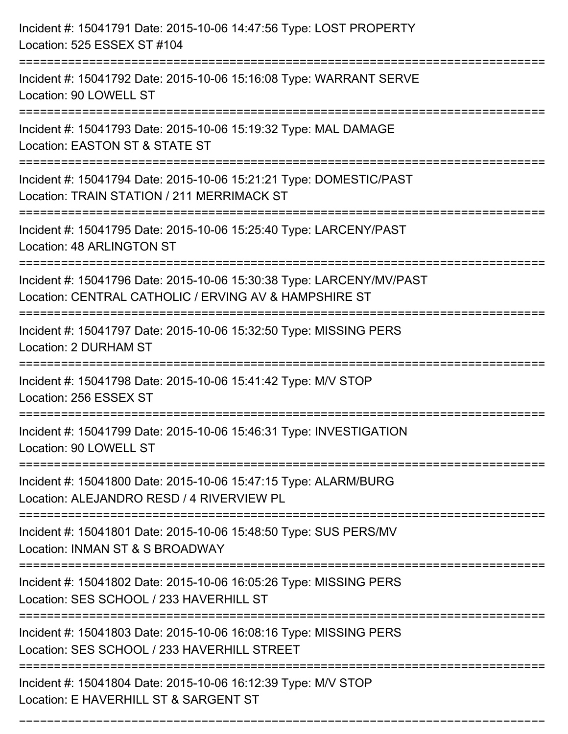Incident #: 15041791 Date: 2015-10-06 14:47:56 Type: LOST PROPERTY
Location: 525 ESSEX ST #104

===========================================================================

Incident #: 15041792 Date: 2015-10-06 15:16:08 Type: WARRANT SERVE
Location: 90 LOWELL ST

===========================================================================

Incident #: 15041793 Date: 2015-10-06 15:19:32 Type: MAL DAMAGE
Location: EASTON ST & STATE ST

===========================================================================

Incident #: 15041794 Date: 2015-10-06 15:21:21 Type: DOMESTIC/PAST
Location: TRAIN STATION / 211 MERRIMACK ST

===========================================================================

Incident #: 15041795 Date: 2015-10-06 15:25:40 Type: LARCENY/PAST
Location: 48 ARLINGTON ST

===========================================================================

Incident #: 15041796 Date: 2015-10-06 15:30:38 Type: LARCENY/MV/PAST
Location: CENTRAL CATHOLIC / ERVING AV & HAMPSHIRE ST

===========================================================================

Incident #: 15041797 Date: 2015-10-06 15:32:50 Type: MISSING PERS
Location: 2 DURHAM ST

===========================================================================

Incident #: 15041798 Date: 2015-10-06 15:41:42 Type: M/V STOP
Location: 256 ESSEX ST

===========================================================================

Incident #: 15041799 Date: 2015-10-06 15:46:31 Type: INVESTIGATION
Location: 90 LOWELL ST

===========================================================================

Incident #: 15041800 Date: 2015-10-06 15:47:15 Type: ALARM/BURG
Location: ALEJANDRO RESD / 4 RIVERVIEW PL

===========================================================================

Incident #: 15041801 Date: 2015-10-06 15:48:50 Type: SUS PERS/MV
Location: INMAN ST & S BROADWAY

===========================================================================

Incident #: 15041802 Date: 2015-10-06 16:05:26 Type: MISSING PERS
Location: SES SCHOOL / 233 HAVERHILL ST

===========================================================================

Incident #: 15041803 Date: 2015-10-06 16:08:16 Type: MISSING PERS
Location: SES SCHOOL / 233 HAVERHILL STREET

===========================================================================

Incident #: 15041804 Date: 2015-10-06 16:12:39 Type: M/V STOP
Location: E HAVERHILL ST & SARGENT ST

===========================================================================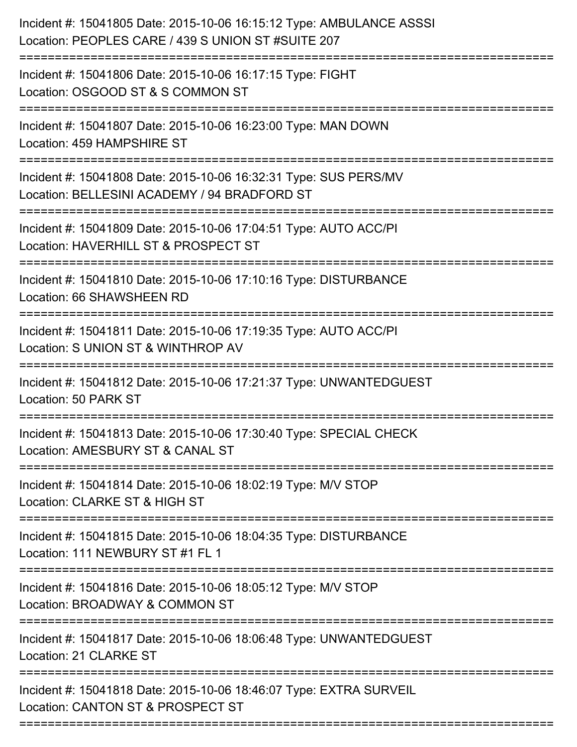Incident #: 15041805 Date: 2015-10-06 16:15:12 Type: AMBULANCE ASSSI
Location: PEOPLES CARE / 439 S UNION ST #SUITE 207

===========================================================================

Incident #: 15041806 Date: 2015-10-06 16:17:15 Type: FIGHT
Location: OSGOOD ST & S COMMON ST

===========================================================================

Incident #: 15041807 Date: 2015-10-06 16:23:00 Type: MAN DOWN
Location: 459 HAMPSHIRE ST

===========================================================================

Incident #: 15041808 Date: 2015-10-06 16:32:31 Type: SUS PERS/MV
Location: BELLESINI ACADEMY / 94 BRADFORD ST

===========================================================================

Incident #: 15041809 Date: 2015-10-06 17:04:51 Type: AUTO ACC/PI
Location: HAVERHILL ST & PROSPECT ST

===========================================================================

Incident #: 15041810 Date: 2015-10-06 17:10:16 Type: DISTURBANCE
Location: 66 SHAWSHEEN RD

===========================================================================

Incident #: 15041811 Date: 2015-10-06 17:19:35 Type: AUTO ACC/PI
Location: S UNION ST & WINTHROP AV

===========================================================================

Incident #: 15041812 Date: 2015-10-06 17:21:37 Type: UNWANTEDGUEST
Location: 50 PARK ST

===========================================================================

Incident #: 15041813 Date: 2015-10-06 17:30:40 Type: SPECIAL CHECK
Location: AMESBURY ST & CANAL ST

===========================================================================

Incident #: 15041814 Date: 2015-10-06 18:02:19 Type: M/V STOP
Location: CLARKE ST & HIGH ST

===========================================================================

Incident #: 15041815 Date: 2015-10-06 18:04:35 Type: DISTURBANCE
Location: 111 NEWBURY ST #1 FL 1

===========================================================================

Incident #: 15041816 Date: 2015-10-06 18:05:12 Type: M/V STOP
Location: BROADWAY & COMMON ST

===========================================================================

Incident #: 15041817 Date: 2015-10-06 18:06:48 Type: UNWANTEDGUEST
Location: 21 CLARKE ST

===========================================================================

Incident #: 15041818 Date: 2015-10-06 18:46:07 Type: EXTRA SURVEIL
Location: CANTON ST & PROSPECT ST

===========================================================================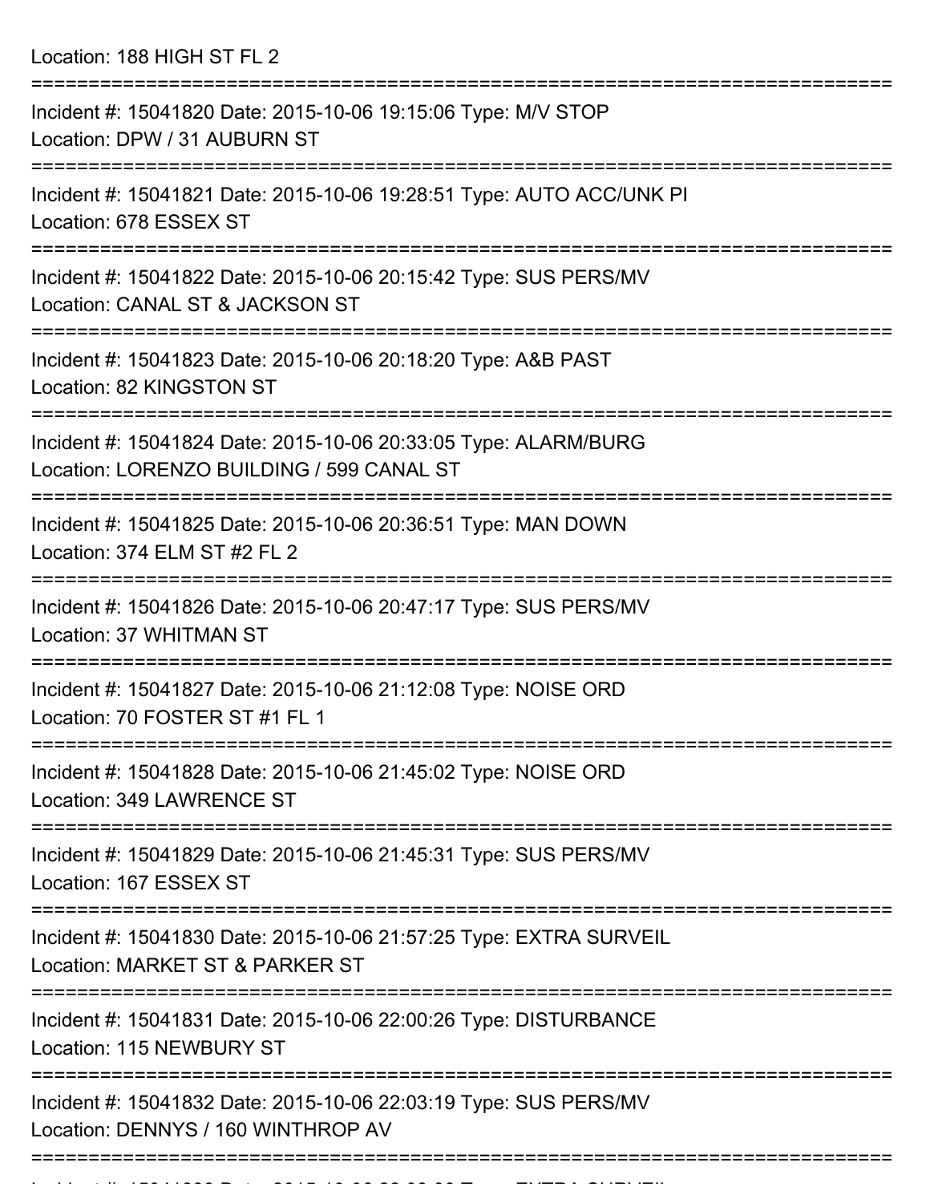Location: 188 HIGH ST FL 2

===========================================================================

Incident #: 15041820 Date: 2015-10-06 19:15:06 Type: M/V STOP
Location: DPW / 31 AUBURN ST

===========================================================================

Incident #: 15041821 Date: 2015-10-06 19:28:51 Type: AUTO ACC/UNK PI
Location: 678 ESSEX ST

===========================================================================

Incident #: 15041822 Date: 2015-10-06 20:15:42 Type: SUS PERS/MV
Location: CANAL ST & JACKSON ST

===========================================================================

Incident #: 15041823 Date: 2015-10-06 20:18:20 Type: A&B PAST
Location: 82 KINGSTON ST

===========================================================================

Incident #: 15041824 Date: 2015-10-06 20:33:05 Type: ALARM/BURG
Location: LORENZO BUILDING / 599 CANAL ST

===========================================================================

Incident #: 15041825 Date: 2015-10-06 20:36:51 Type: MAN DOWN
Location: 374 ELM ST #2 FL 2

===========================================================================

Incident #: 15041826 Date: 2015-10-06 20:47:17 Type: SUS PERS/MV
Location: 37 WHITMAN ST

===========================================================================

Incident #: 15041827 Date: 2015-10-06 21:12:08 Type: NOISE ORD
Location: 70 FOSTER ST #1 FL 1

===========================================================================

Incident #: 15041828 Date: 2015-10-06 21:45:02 Type: NOISE ORD
Location: 349 LAWRENCE ST

===========================================================================

Incident #: 15041829 Date: 2015-10-06 21:45:31 Type: SUS PERS/MV
Location: 167 ESSEX ST

===========================================================================

Incident #: 15041830 Date: 2015-10-06 21:57:25 Type: EXTRA SURVEIL
Location: MARKET ST & PARKER ST

===========================================================================

Incident #: 15041831 Date: 2015-10-06 22:00:26 Type: DISTURBANCE
Location: 115 NEWBURY ST

===========================================================================

Incident #: 15041832 Date: 2015-10-06 22:03:19 Type: SUS PERS/MV
Location: DENNYS / 160 WINTHROP AV

===========================================================================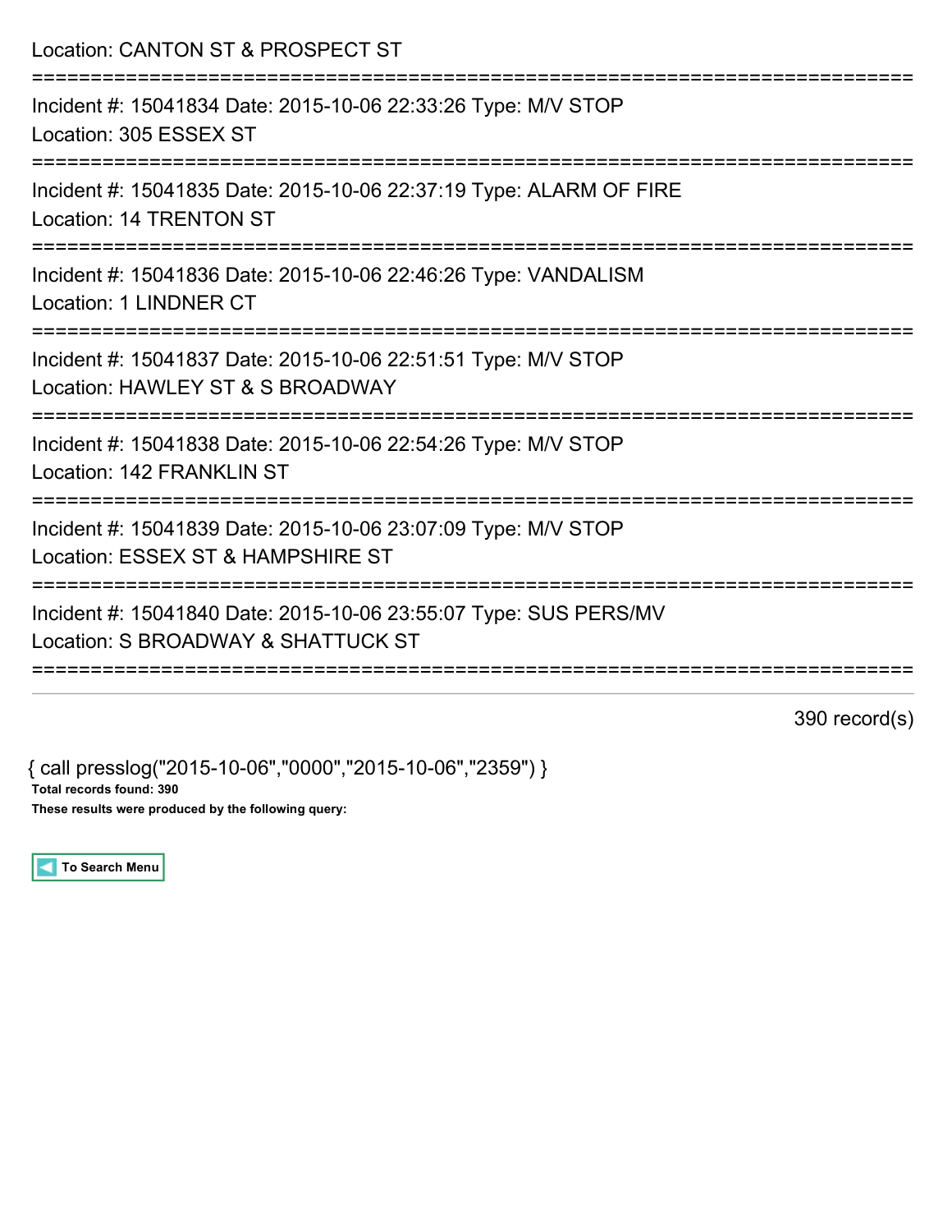Location: CANTON ST & PROSPECT ST

===========================================================================

Incident #: 15041834 Date: 2015-10-06 22:33:26 Type: M/V STOP

Location: 305 ESSEX ST

===========================================================================

Incident #: 15041835 Date: 2015-10-06 22:37:19 Type: ALARM OF FIRE

Location: 14 TRENTON ST

===========================================================================

Incident #: 15041836 Date: 2015-10-06 22:46:26 Type: VANDALISM

Location: 1 LINDNER CT

===========================================================================

Incident #: 15041837 Date: 2015-10-06 22:51:51 Type: M/V STOP

Location: HAWLEY ST & S BROADWAY

===========================================================================

Incident #: 15041838 Date: 2015-10-06 22:54:26 Type: M/V STOP

Location: 142 FRANKLIN ST

===========================================================================

Incident #: 15041839 Date: 2015-10-06 23:07:09 Type: M/V STOP

Location: ESSEX ST & HAMPSHIRE ST

===========================================================================

Incident #: 15041840 Date: 2015-10-06 23:55:07 Type: SUS PERS/MV

Location: S BROADWAY & SHATTUCK ST

===========================================================================

390 record(s)

{ call presslog("2015-10-06","0000","2015-10-06","2359") }

**Total records found: 390**

**These results were produced by the following query:**

To Search Menu